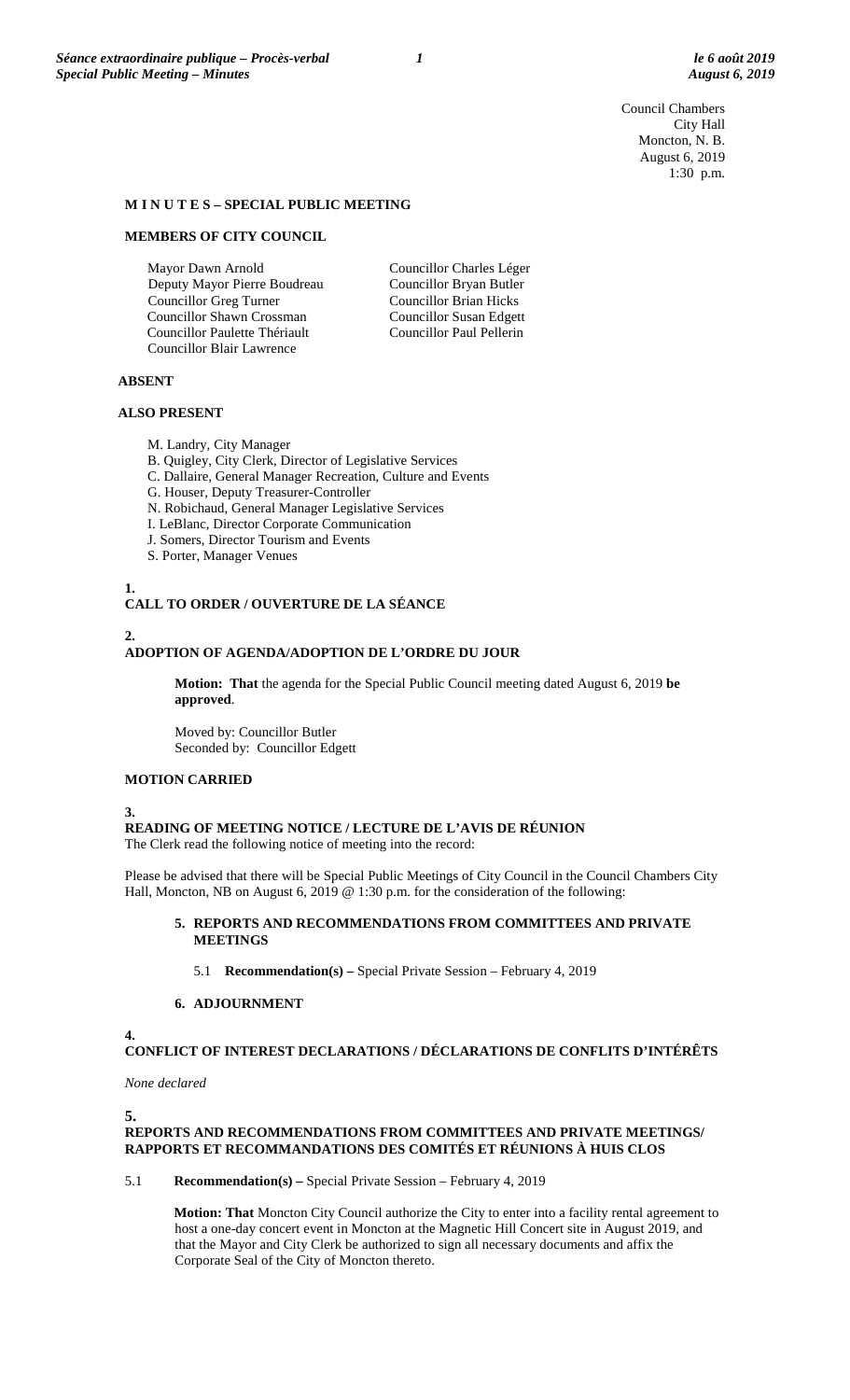Council Chambers
City Hall
Moncton, N. B.
August 6, 2019
1:30 p.m.

## M I N U T E S – SPECIAL PUBLIC MEETING

### MEMBERS OF CITY COUNCIL

Mayor Dawn Arnold
Deputy Mayor Pierre Boudreau
Councillor Greg Turner
Councillor Shawn Crossman
Councillor Paulette Thériault
Councillor Blair Lawrence
Councillor Charles Léger
Councillor Bryan Butler
Councillor Brian Hicks
Councillor Susan Edgett
Councillor Paul Pellerin

### ABSENT

### ALSO PRESENT

M. Landry, City Manager
B. Quigley, City Clerk, Director of Legislative Services
C. Dallaire, General Manager Recreation, Culture and Events
G. Houser, Deputy Treasurer-Controller
N. Robichaud, General Manager Legislative Services
I. LeBlanc, Director Corporate Communication
J. Somers, Director Tourism and Events
S. Porter, Manager Venues

### 1. CALL TO ORDER / OUVERTURE DE LA SÉANCE

### 2. ADOPTION OF AGENDA/ADOPTION DE L'ORDRE DU JOUR

**Motion: That** the agenda for the Special Public Council meeting dated August 6, 2019 **be approved**.

Moved by: Councillor Butler
Seconded by: Councillor Edgett

**MOTION CARRIED**

### 3. READING OF MEETING NOTICE / LECTURE DE L'AVIS DE RÉUNION

The Clerk read the following notice of meeting into the record:

Please be advised that there will be Special Public Meetings of City Council in the Council Chambers City Hall, Moncton, NB on August 6, 2019 @ 1:30 p.m. for the consideration of the following:

**5. REPORTS AND RECOMMENDATIONS FROM COMMITTEES AND PRIVATE MEETINGS**

5.1 **Recommendation(s) –** Special Private Session – February 4, 2019

**6. ADJOURNMENT**

### 4. CONFLICT OF INTEREST DECLARATIONS / DÉCLARATIONS DE CONFLITS D'INTÉRÊTS

*None declared*

### 5. REPORTS AND RECOMMENDATIONS FROM COMMITTEES AND PRIVATE MEETINGS/ RAPPORTS ET RECOMMANDATIONS DES COMITÉS ET RÉUNIONS À HUIS CLOS

5.1 **Recommendation(s) –** Special Private Session – February 4, 2019

**Motion: That** Moncton City Council authorize the City to enter into a facility rental agreement to host a one-day concert event in Moncton at the Magnetic Hill Concert site in August 2019, and that the Mayor and City Clerk be authorized to sign all necessary documents and affix the Corporate Seal of the City of Moncton thereto.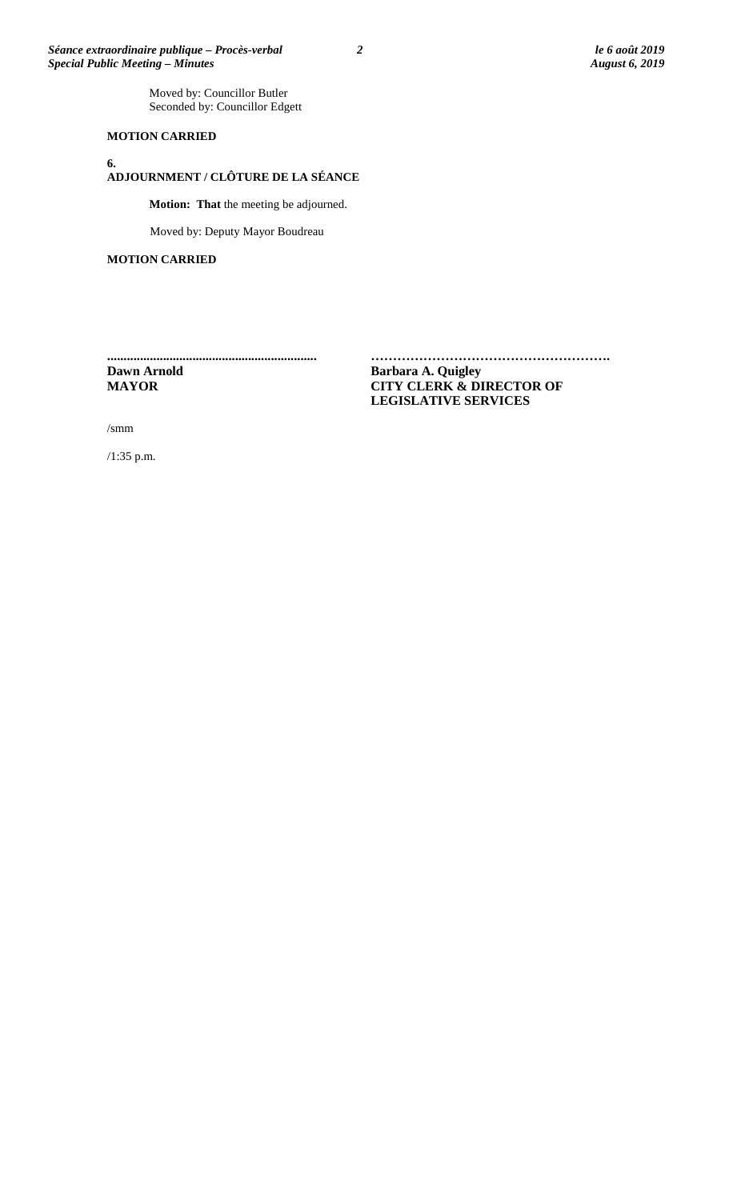Moved by: Councillor Butler
Seconded by: Councillor Edgett

**MOTION CARRIED**

## 6. ADJOURNMENT / CLÔTURE DE LA SÉANCE

**Motion: That** the meeting be adjourned.

Moved by: Deputy Mayor Boudreau

**MOTION CARRIED**

| | |
|---|---|
| **..............................................................** | **……………………………………………….** |
| **Dawn Arnold** | **Barbara A. Quigley** |
| **MAYOR** | **CITY CLERK & DIRECTOR OF LEGISLATIVE SERVICES** |

/smm

/1:35 p.m.